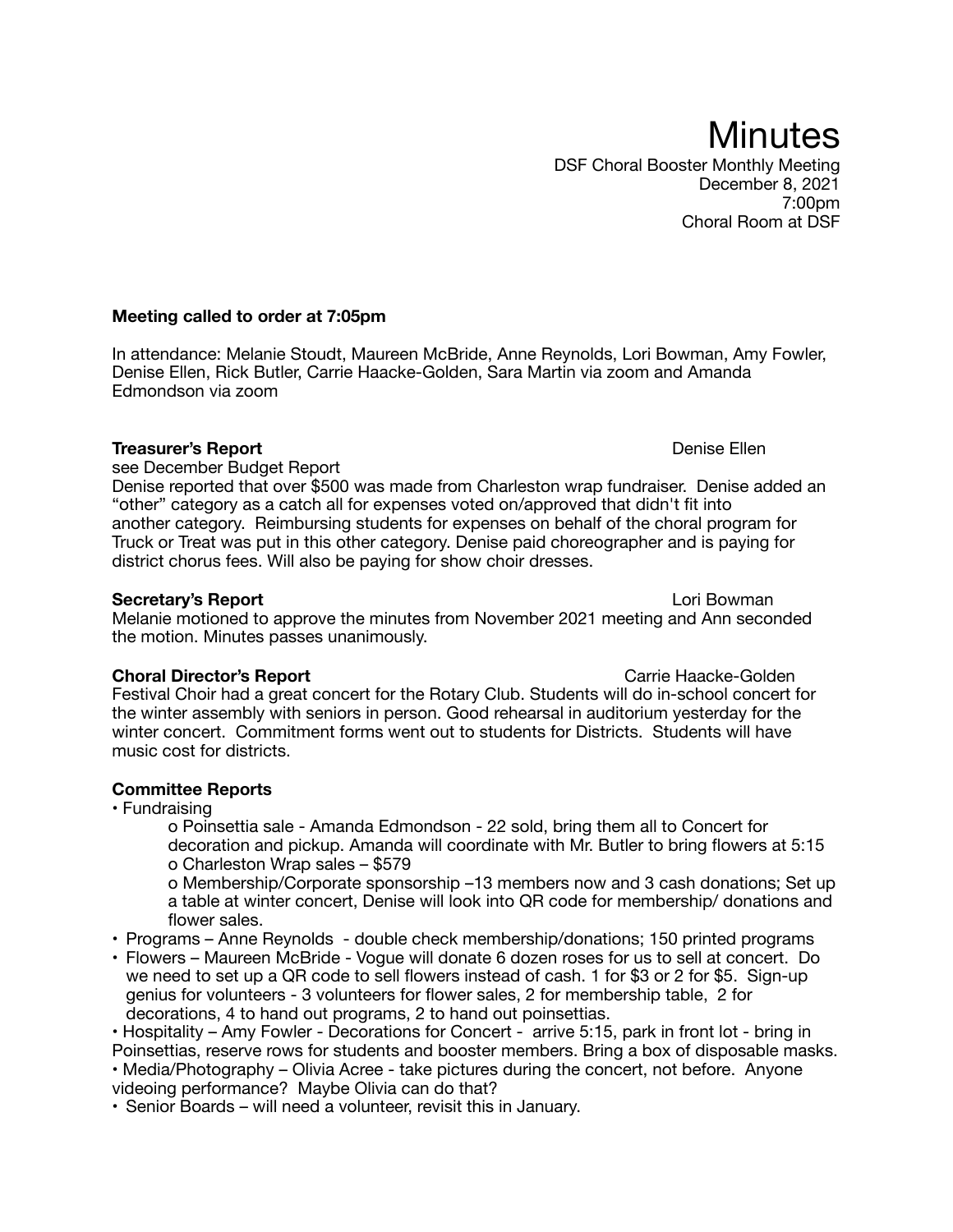# Minutes

DSF Choral Booster Monthly Meeting
December 8, 2021
7:00pm
Choral Room at DSF

**Meeting called to order at 7:05pm**

In attendance: Melanie Stoudt, Maureen McBride, Anne Reynolds, Lori Bowman, Amy Fowler, Denise Ellen, Rick Butler, Carrie Haacke-Golden, Sara Martin via zoom and Amanda Edmondson via zoom

**Treasurer's Report** Denise Ellen

see December Budget Report

Denise reported that over $500 was made from Charleston wrap fundraiser. Denise added an "other" category as a catch all for expenses voted on/approved that didn't fit into another category. Reimbursing students for expenses on behalf of the choral program for Truck or Treat was put in this other category. Denise paid choreographer and is paying for district chorus fees. Will also be paying for show choir dresses.

**Secretary's Report** Lori Bowman

Melanie motioned to approve the minutes from November 2021 meeting and Ann seconded the motion. Minutes passes unanimously.

**Choral Director's Report** Carrie Haacke-Golden

Festival Choir had a great concert for the Rotary Club. Students will do in-school concert for the winter assembly with seniors in person. Good rehearsal in auditorium yesterday for the winter concert. Commitment forms went out to students for Districts. Students will have music cost for districts.

**Committee Reports**

- Fundraising
  - Poinsettia sale - Amanda Edmondson - 22 sold, bring them all to Concert for decoration and pickup. Amanda will coordinate with Mr. Butler to bring flowers at 5:15
  - Charleston Wrap sales – $579
  - Membership/Corporate sponsorship –13 members now and 3 cash donations; Set up a table at winter concert, Denise will look into QR code for membership/ donations and flower sales.
- Programs – Anne Reynolds - double check membership/donations; 150 printed programs
- Flowers – Maureen McBride - Vogue will donate 6 dozen roses for us to sell at concert. Do we need to set up a QR code to sell flowers instead of cash. 1 for $3 or 2 for $5. Sign-up genius for volunteers - 3 volunteers for flower sales, 2 for membership table, 2 for decorations, 4 to hand out programs, 2 to hand out poinsettias.
- Hospitality – Amy Fowler - Decorations for Concert - arrive 5:15, park in front lot - bring in Poinsettias, reserve rows for students and booster members. Bring a box of disposable masks.
- Media/Photography – Olivia Acree - take pictures during the concert, not before. Anyone videoing performance? Maybe Olivia can do that?
- Senior Boards – will need a volunteer, revisit this in January.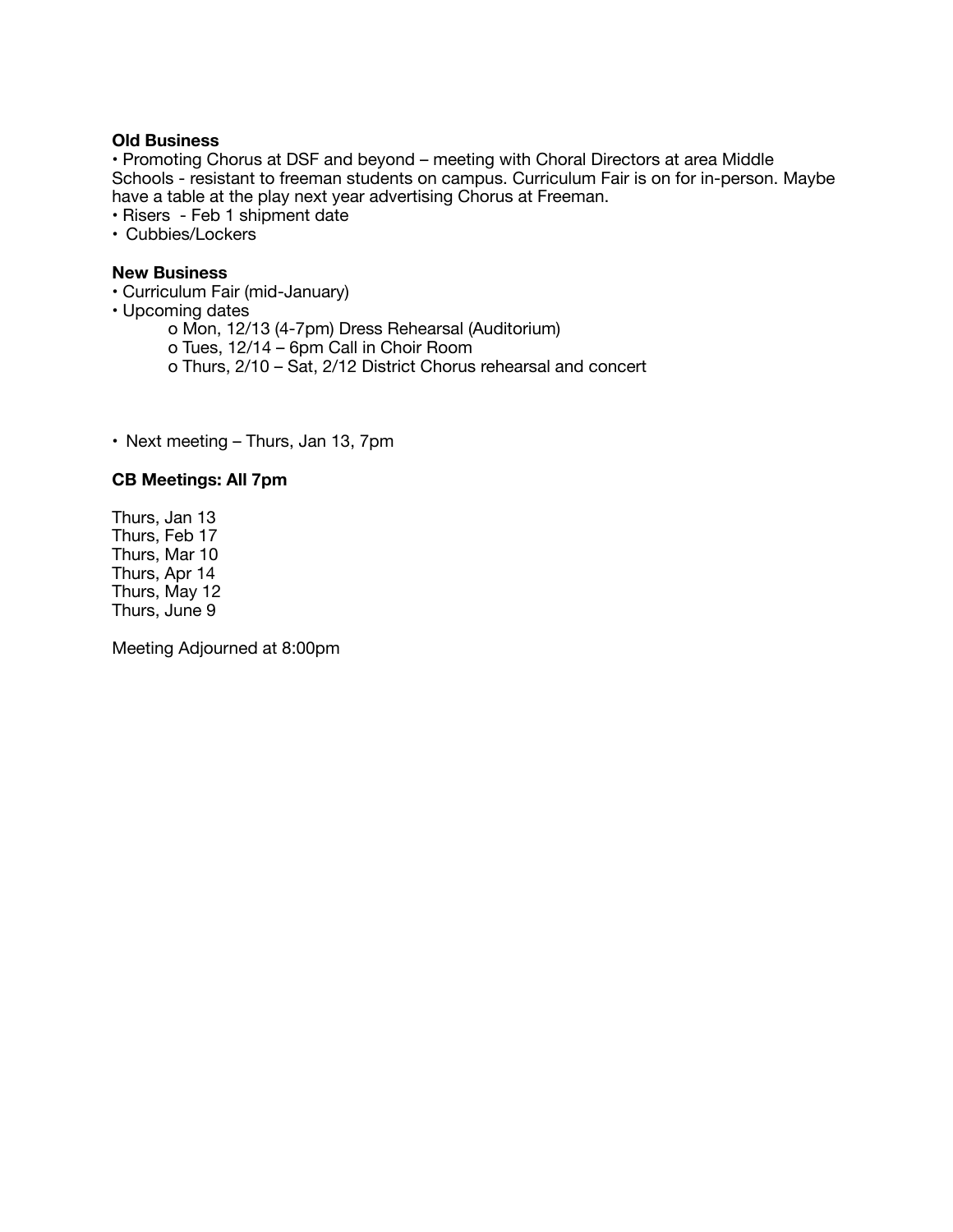**Old Business**

- Promoting Chorus at DSF and beyond – meeting with Choral Directors at area Middle Schools - resistant to freeman students on campus. Curriculum Fair is on for in-person. Maybe have a table at the play next year advertising Chorus at Freeman.
- Risers - Feb 1 shipment date
- Cubbies/Lockers

**New Business**

- Curriculum Fair (mid-January)
- Upcoming dates
  - Mon, 12/13 (4-7pm) Dress Rehearsal (Auditorium)
  - Tues, 12/14 – 6pm Call in Choir Room
  - Thurs, 2/10 – Sat, 2/12 District Chorus rehearsal and concert

- Next meeting – Thurs, Jan 13, 7pm

**CB Meetings: All 7pm**

Thurs, Jan 13  
Thurs, Feb 17  
Thurs, Mar 10  
Thurs, Apr 14  
Thurs, May 12  
Thurs, June 9

Meeting Adjourned at 8:00pm